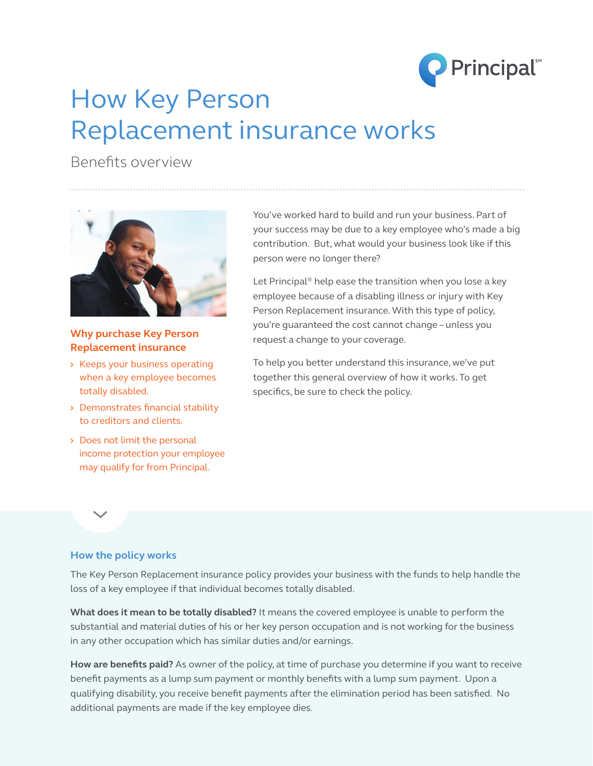# How Key Person Replacement insurance works

Benefits overview

You've worked hard to build and run your business. Part of your success may be due to a key employee who's made a big contribution. But, what would your business look like if this person were no longer there?

Let Principal® help ease the transition when you lose a key employee because of a disabling illness or injury with Key Person Replacement insurance. With this type of policy, you're guaranteed the cost cannot change – unless you request a change to your coverage.

To help you better understand this insurance, we've put together this general overview of how it works. To get specifics, be sure to check the policy.

### Why purchase Key Person Replacement insurance

- Keeps your business operating when a key employee becomes totally disabled.
- Demonstrates financial stability to creditors and clients.
- Does not limit the personal income protection your employee may qualify for from Principal.

## How the policy works

The Key Person Replacement insurance policy provides your business with the funds to help handle the loss of a key employee if that individual becomes totally disabled.

**What does it mean to be totally disabled?** It means the covered employee is unable to perform the substantial and material duties of his or her key person occupation and is not working for the business in any other occupation which has similar duties and/or earnings.

**How are benefits paid?** As owner of the policy, at time of purchase you determine if you want to receive benefit payments as a lump sum payment or monthly benefits with a lump sum payment. Upon a qualifying disability, you receive benefit payments after the elimination period has been satisfied. No additional payments are made if the key employee dies.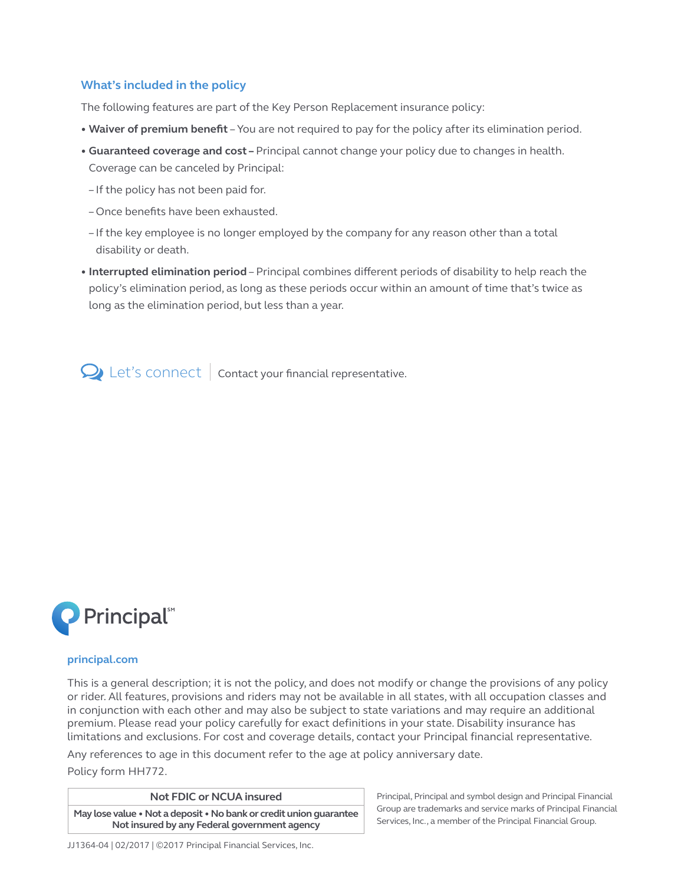## What's included in the policy

The following features are part of the Key Person Replacement insurance policy:

- **Waiver of premium benefit** – You are not required to pay for the policy after its elimination period.
- **Guaranteed coverage and cost –** Principal cannot change your policy due to changes in health. Coverage can be canceled by Principal:
  - If the policy has not been paid for.
  - Once benefits have been exhausted.
  - If the key employee is no longer employed by the company for any reason other than a total disability or death.
- **Interrupted elimination period** – Principal combines different periods of disability to help reach the policy's elimination period, as long as these periods occur within an amount of time that's twice as long as the elimination period, but less than a year.

Let's connect | Contact your financial representative.

Principal℠

principal.com

This is a general description; it is not the policy, and does not modify or change the provisions of any policy or rider. All features, provisions and riders may not be available in all states, with all occupation classes and in conjunction with each other and may also be subject to state variations and may require an additional premium. Please read your policy carefully for exact definitions in your state. Disability insurance has limitations and exclusions. For cost and coverage details, contact your Principal financial representative.

Any references to age in this document refer to the age at policy anniversary date.

Policy form HH772.

| Not FDIC or NCUA insured |
|---|
| May lose value • Not a deposit • No bank or credit union guarantee<br>Not insured by any Federal government agency |

Principal, Principal and symbol design and Principal Financial Group are trademarks and service marks of Principal Financial Services, Inc., a member of the Principal Financial Group.

JJ1364-04 | 02/2017 | ©2017 Principal Financial Services, Inc.